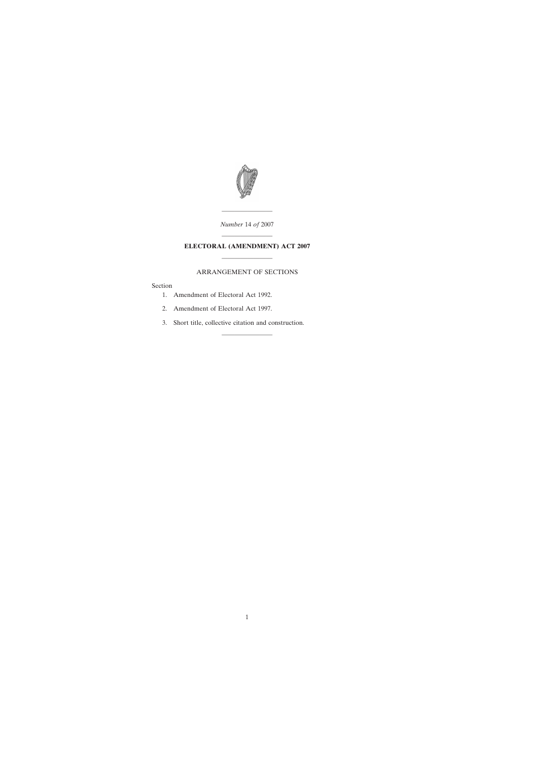*Number* 14 *of* 2007

---

# ELECTORAL (AMENDMENT) ACT 2007

---

## ARRANGEMENT OF SECTIONS

Section

1. Amendment of Electoral Act 1992.
2. Amendment of Electoral Act 1997.
3. Short title, collective citation and construction.

---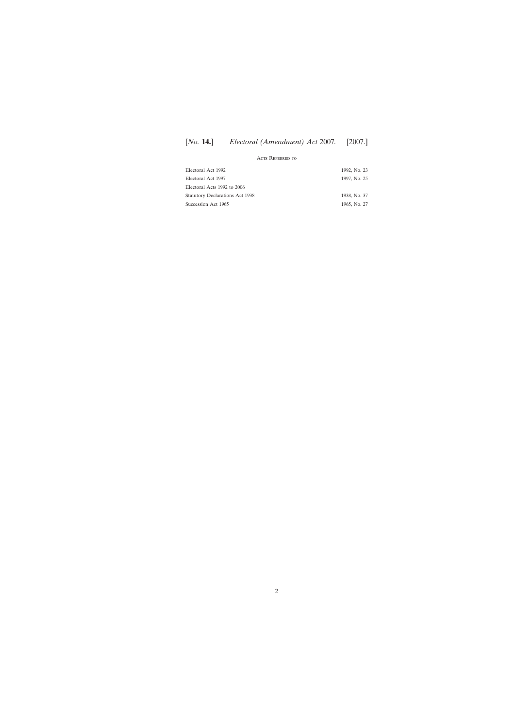## Acts Referred to

| | |
|---|---|
| Electoral Act 1992 | 1992, No. 23 |
| Electoral Act 1997 | 1997, No. 25 |
| Electoral Acts 1992 to 2006 | |
| Statutory Declarations Act 1938 | 1938, No. 37 |
| Succession Act 1965 | 1965, No. 27 |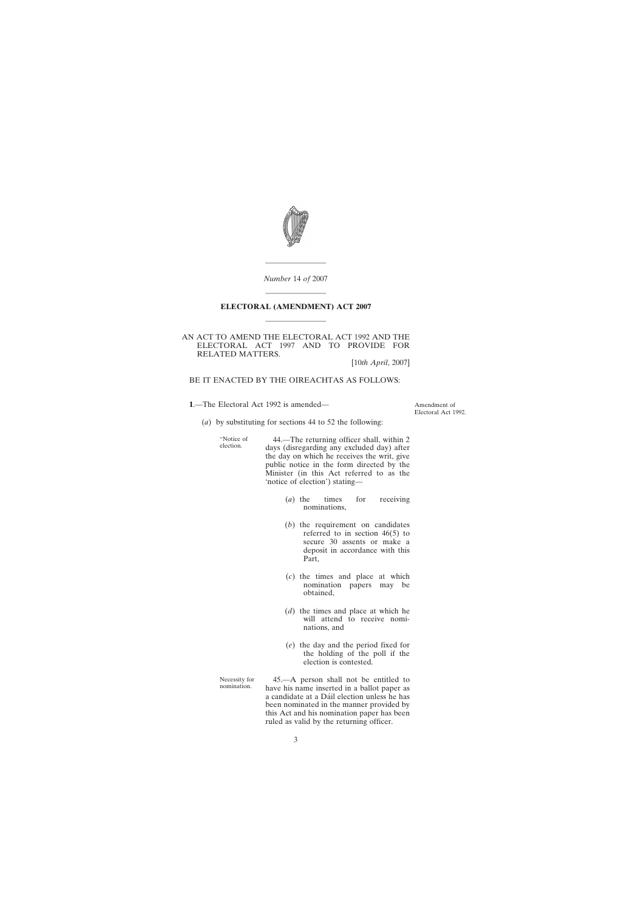*Number* 14 *of* 2007

# ELECTORAL (AMENDMENT) ACT 2007

AN ACT TO AMEND THE ELECTORAL ACT 1992 AND THE ELECTORAL ACT 1997 AND TO PROVIDE FOR RELATED MATTERS.

[10*th April*, 2007]

BE IT ENACTED BY THE OIREACHTAS AS FOLLOWS:

Amendment of Electoral Act 1992.

**1**.—The Electoral Act 1992 is amended—

(*a*) by substituting for sections 44 to 52 the following:

"Notice of election.

44.—The returning officer shall, within 2 days (disregarding any excluded day) after the day on which he receives the writ, give public notice in the form directed by the Minister (in this Act referred to as the 'notice of election') stating—

(*a*) the times for receiving nominations,

(*b*) the requirement on candidates referred to in section 46(5) to secure 30 assents or make a deposit in accordance with this Part,

(*c*) the times and place at which nomination papers may be obtained,

(*d*) the times and place at which he will attend to receive nominations, and

(*e*) the day and the period fixed for the holding of the poll if the election is contested.

Necessity for nomination.

45.—A person shall not be entitled to have his name inserted in a ballot paper as a candidate at a Dáil election unless he has been nominated in the manner provided by this Act and his nomination paper has been ruled as valid by the returning officer.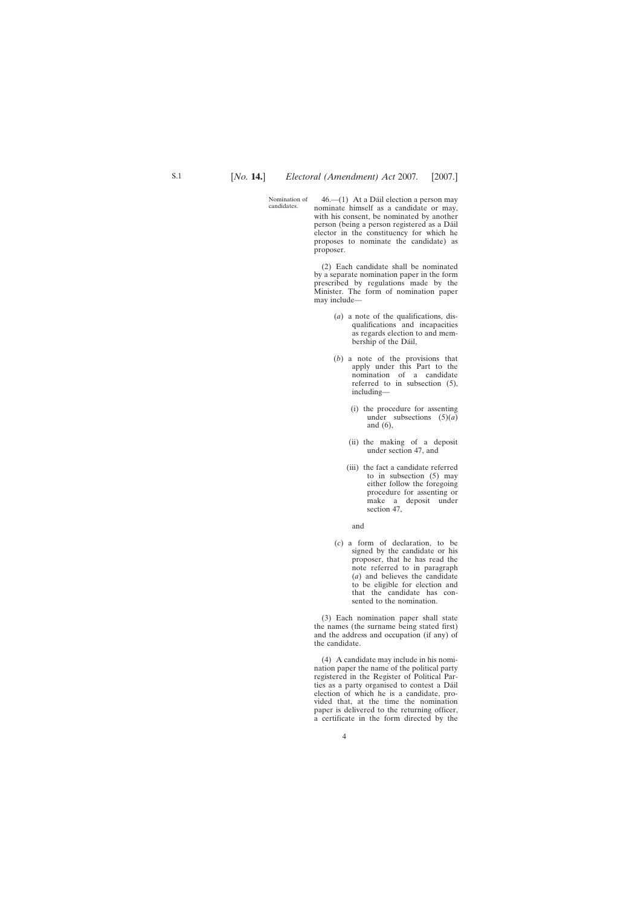Nomination of candidates.

46.—(1) At a Dáil election a person may nominate himself as a candidate or may, with his consent, be nominated by another person (being a person registered as a Dáil elector in the constituency for which he proposes to nominate the candidate) as proposer.

(2) Each candidate shall be nominated by a separate nomination paper in the form prescribed by regulations made by the Minister. The form of nomination paper may include—

(*a*) a note of the qualifications, disqualifications and incapacities as regards election to and membership of the Dáil,

(*b*) a note of the provisions that apply under this Part to the nomination of a candidate referred to in subsection (5), including—

(i) the procedure for assenting under subsections (5)(*a*) and (6),

(ii) the making of a deposit under section 47, and

(iii) the fact a candidate referred to in subsection (5) may either follow the foregoing procedure for assenting or make a deposit under section 47,

and

(*c*) a form of declaration, to be signed by the candidate or his proposer, that he has read the note referred to in paragraph (*a*) and believes the candidate to be eligible for election and that the candidate has consented to the nomination.

(3) Each nomination paper shall state the names (the surname being stated first) and the address and occupation (if any) of the candidate.

(4) A candidate may include in his nomination paper the name of the political party registered in the Register of Political Parties as a party organised to contest a Dáil election of which he is a candidate, provided that, at the time the nomination paper is delivered to the returning officer, a certificate in the form directed by the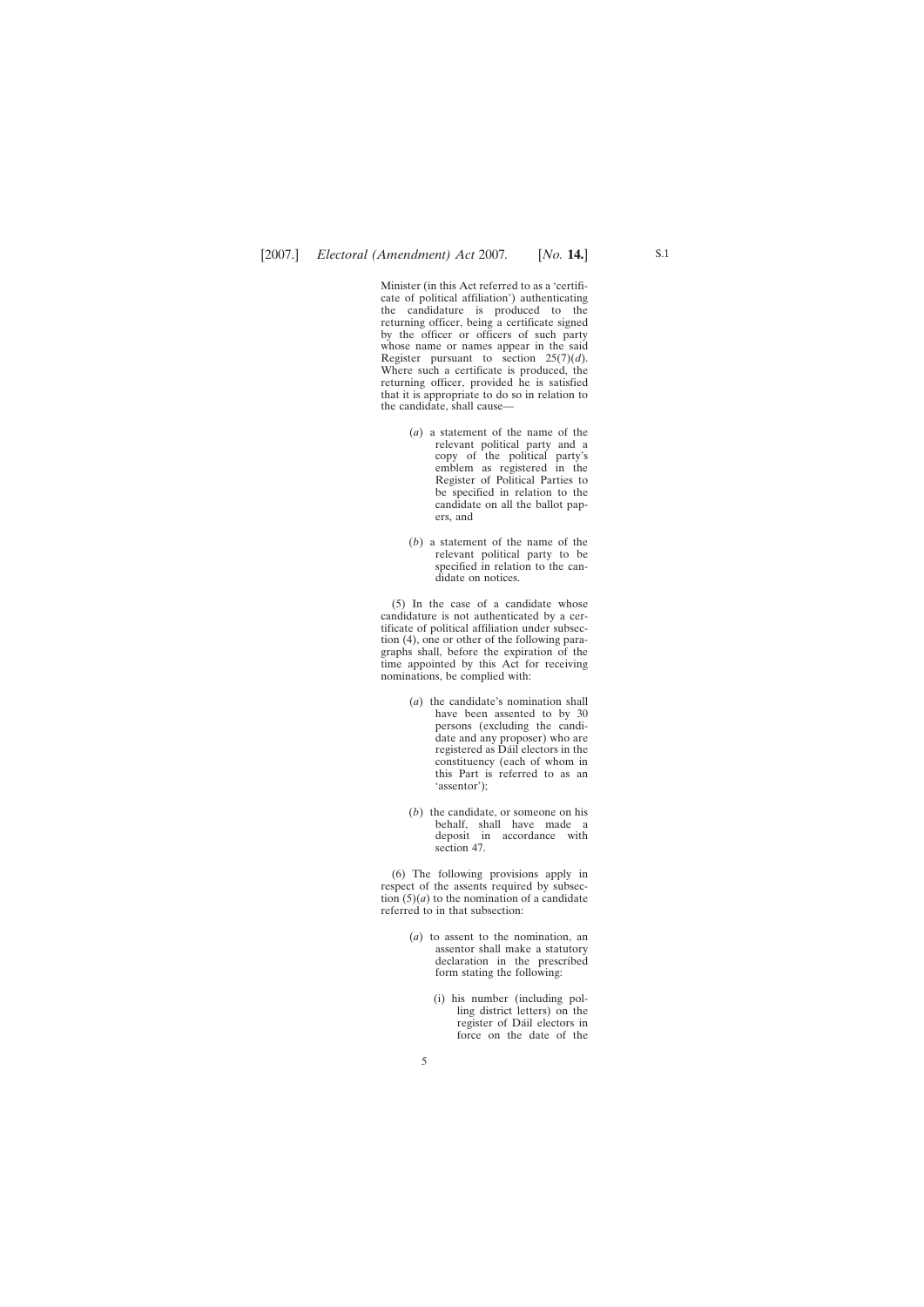Minister (in this Act referred to as a 'certificate of political affiliation') authenticating the candidature is produced to the returning officer, being a certificate signed by the officer or officers of such party whose name or names appear in the said Register pursuant to section 25(7)(*d*). Where such a certificate is produced, the returning officer, provided he is satisfied that it is appropriate to do so in relation to the candidate, shall cause—

(*a*) a statement of the name of the relevant political party and a copy of the political party's emblem as registered in the Register of Political Parties to be specified in relation to the candidate on all the ballot papers, and

(*b*) a statement of the name of the relevant political party to be specified in relation to the candidate on notices.

(5) In the case of a candidate whose candidature is not authenticated by a certificate of political affiliation under subsection (4), one or other of the following paragraphs shall, before the expiration of the time appointed by this Act for receiving nominations, be complied with:

(*a*) the candidate's nomination shall have been assented to by 30 persons (excluding the candidate and any proposer) who are registered as Dáil electors in the constituency (each of whom in this Part is referred to as an 'assentor');

(*b*) the candidate, or someone on his behalf, shall have made a deposit in accordance with section 47.

(6) The following provisions apply in respect of the assents required by subsection (5)(*a*) to the nomination of a candidate referred to in that subsection:

(*a*) to assent to the nomination, an assentor shall make a statutory declaration in the prescribed form stating the following:

(i) his number (including polling district letters) on the register of Dáil electors in force on the date of the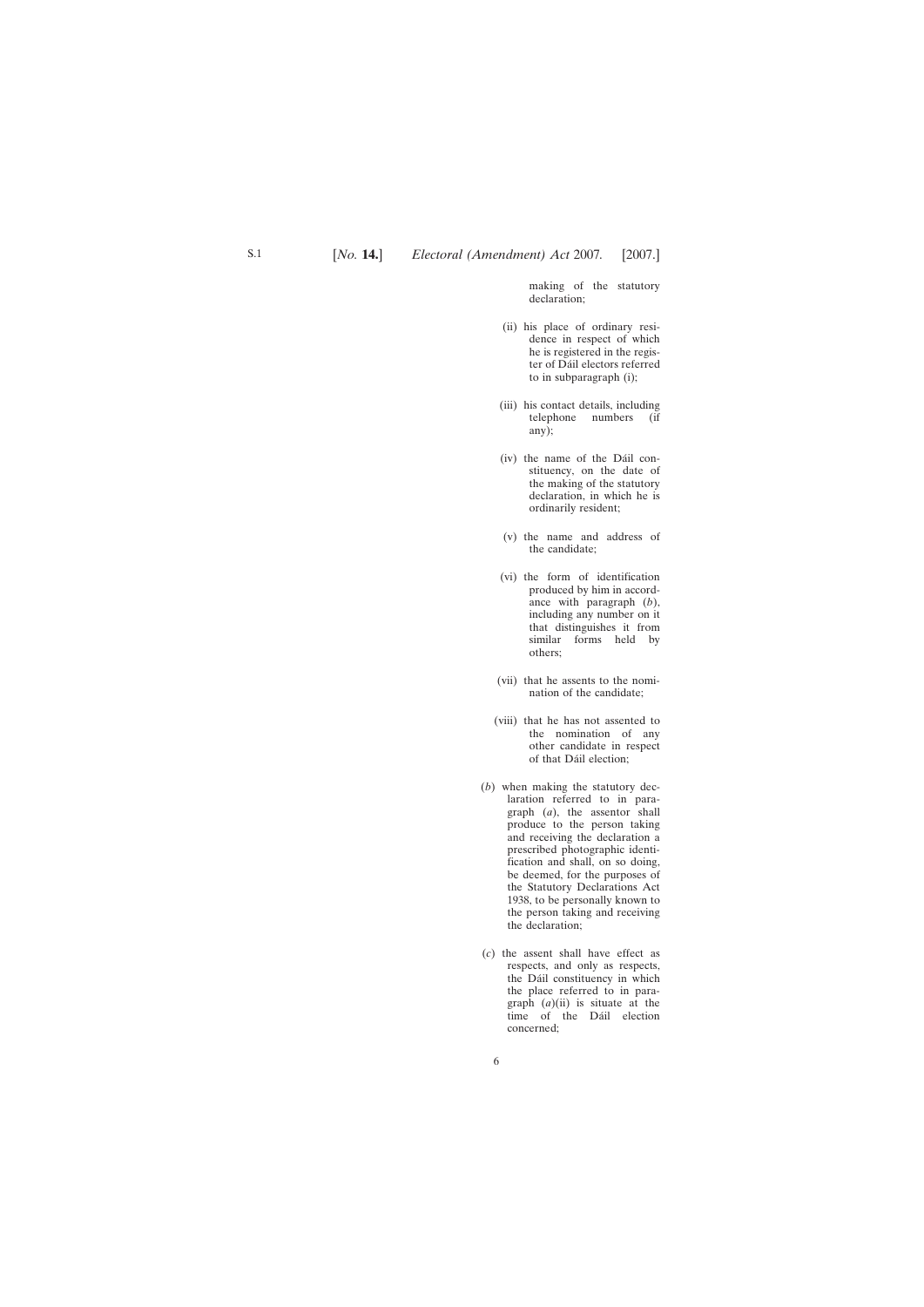making of the statutory declaration;

(ii) his place of ordinary residence in respect of which he is registered in the register of Dáil electors referred to in subparagraph (i);

(iii) his contact details, including telephone numbers (if any);

(iv) the name of the Dáil constituency, on the date of the making of the statutory declaration, in which he is ordinarily resident;

(v) the name and address of the candidate;

(vi) the form of identification produced by him in accordance with paragraph (*b*), including any number on it that distinguishes it from similar forms held by others;

(vii) that he assents to the nomination of the candidate;

(viii) that he has not assented to the nomination of any other candidate in respect of that Dáil election;

(*b*) when making the statutory declaration referred to in paragraph (*a*), the assentor shall produce to the person taking and receiving the declaration a prescribed photographic identification and shall, on so doing, be deemed, for the purposes of the Statutory Declarations Act 1938, to be personally known to the person taking and receiving the declaration;

(*c*) the assent shall have effect as respects, and only as respects, the Dáil constituency in which the place referred to in paragraph (*a*)(ii) is situate at the time of the Dáil election concerned;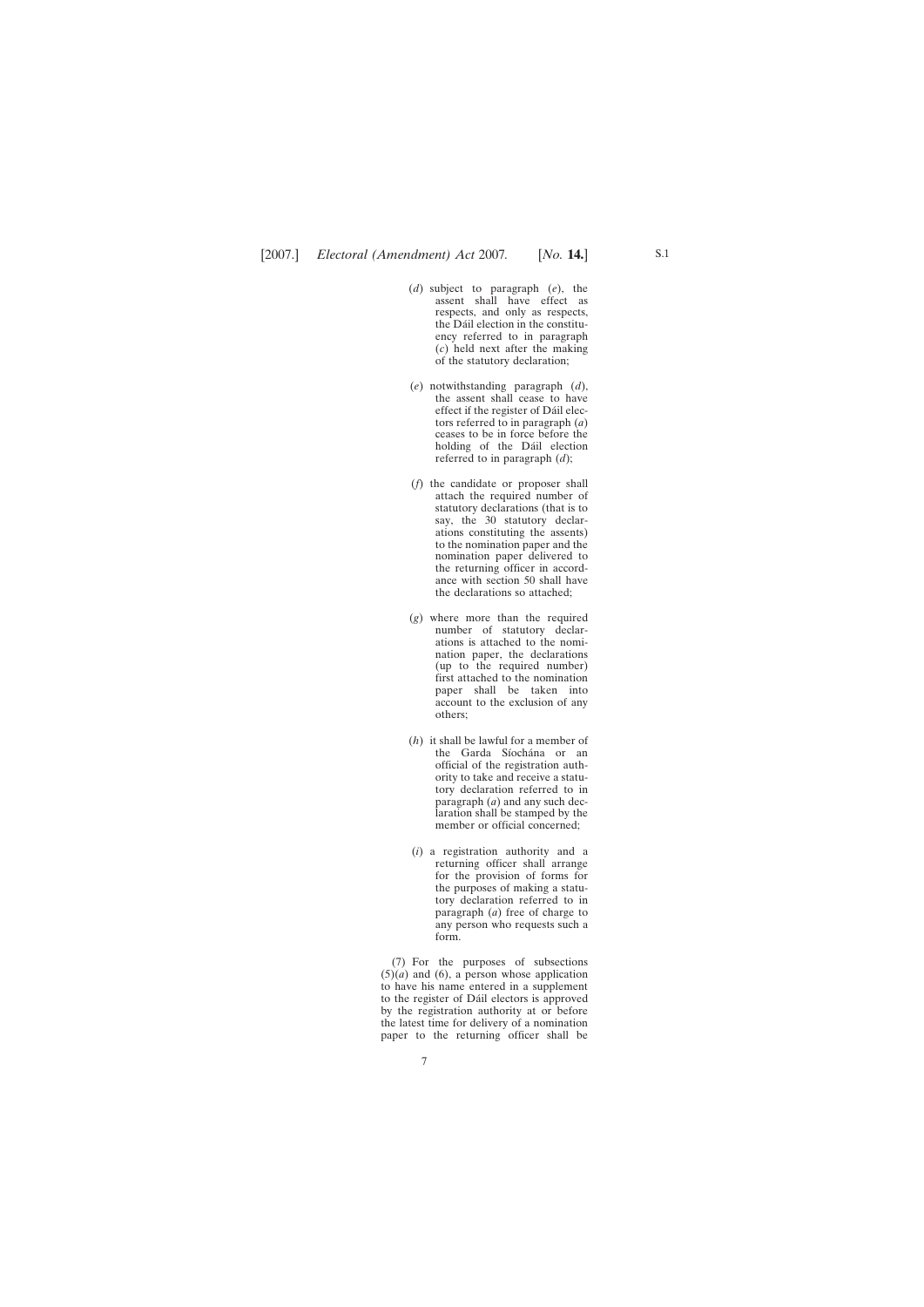(*d*) subject to paragraph (*e*), the assent shall have effect as respects, and only as respects, the Dáil election in the constituency referred to in paragraph (*c*) held next after the making of the statutory declaration;

(*e*) notwithstanding paragraph (*d*), the assent shall cease to have effect if the register of Dáil electors referred to in paragraph (*a*) ceases to be in force before the holding of the Dáil election referred to in paragraph (*d*);

(*f*) the candidate or proposer shall attach the required number of statutory declarations (that is to say, the 30 statutory declarations constituting the assents) to the nomination paper and the nomination paper delivered to the returning officer in accordance with section 50 shall have the declarations so attached;

(*g*) where more than the required number of statutory declarations is attached to the nomination paper, the declarations (up to the required number) first attached to the nomination paper shall be taken into account to the exclusion of any others;

(*h*) it shall be lawful for a member of the Garda Síochána or an official of the registration authority to take and receive a statutory declaration referred to in paragraph (*a*) and any such declaration shall be stamped by the member or official concerned;

(*i*) a registration authority and a returning officer shall arrange for the provision of forms for the purposes of making a statutory declaration referred to in paragraph (*a*) free of charge to any person who requests such a form.

(7) For the purposes of subsections (5)(*a*) and (6), a person whose application to have his name entered in a supplement to the register of Dáil electors is approved by the registration authority at or before the latest time for delivery of a nomination paper to the returning officer shall be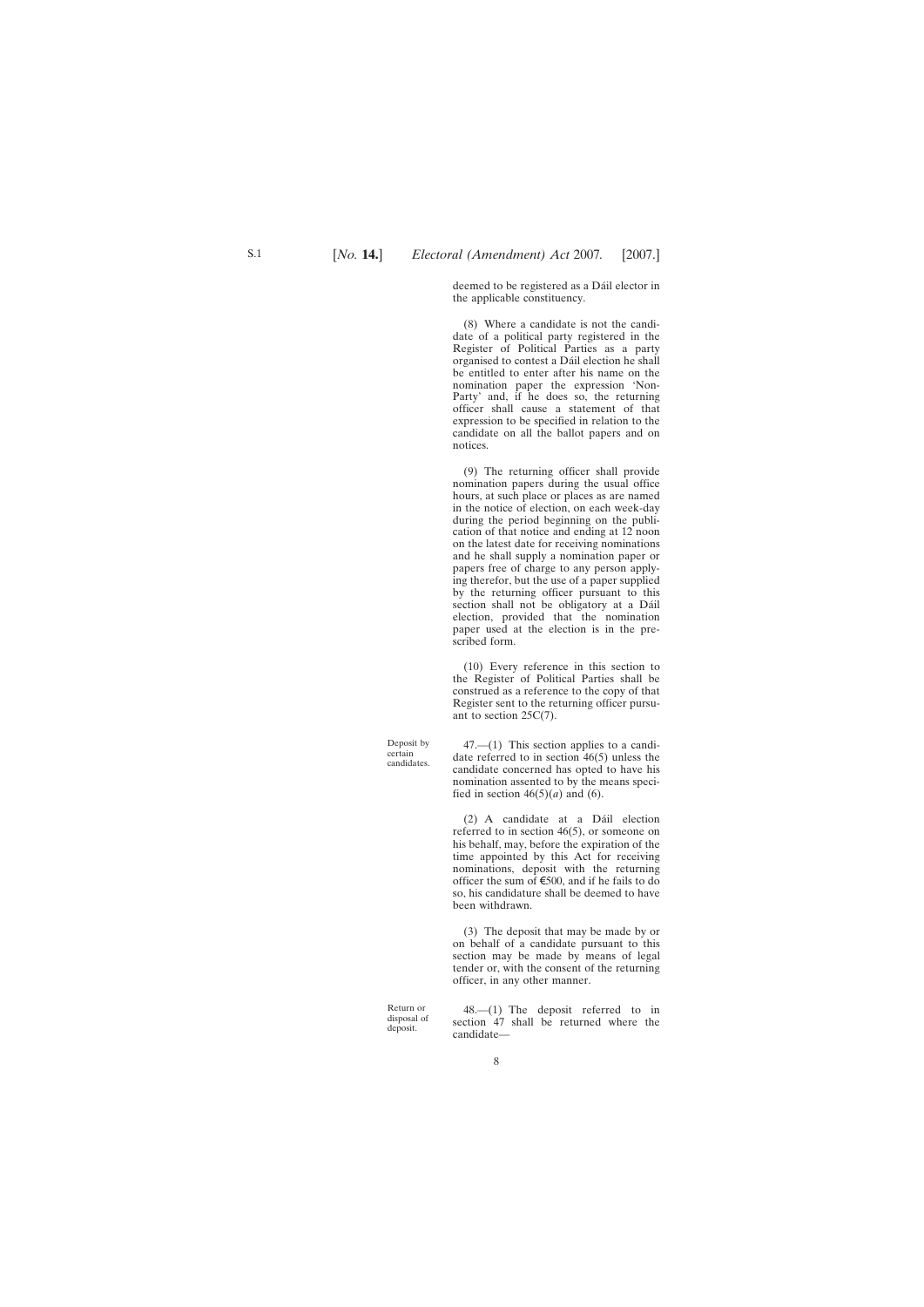deemed to be registered as a Dáil elector in the applicable constituency.

(8) Where a candidate is not the candidate of a political party registered in the Register of Political Parties as a party organised to contest a Dáil election he shall be entitled to enter after his name on the nomination paper the expression 'Non-Party' and, if he does so, the returning officer shall cause a statement of that expression to be specified in relation to the candidate on all the ballot papers and on notices.

(9) The returning officer shall provide nomination papers during the usual office hours, at such place or places as are named in the notice of election, on each week-day during the period beginning on the publication of that notice and ending at 12 noon on the latest date for receiving nominations and he shall supply a nomination paper or papers free of charge to any person applying therefor, but the use of a paper supplied by the returning officer pursuant to this section shall not be obligatory at a Dáil election, provided that the nomination paper used at the election is in the prescribed form.

(10) Every reference in this section to the Register of Political Parties shall be construed as a reference to the copy of that Register sent to the returning officer pursuant to section 25C(7).

Deposit by certain candidates.

47.—(1) This section applies to a candidate referred to in section 46(5) unless the candidate concerned has opted to have his nomination assented to by the means specified in section 46(5)(*a*) and (6).

(2) A candidate at a Dáil election referred to in section 46(5), or someone on his behalf, may, before the expiration of the time appointed by this Act for receiving nominations, deposit with the returning officer the sum of €500, and if he fails to do so, his candidature shall be deemed to have been withdrawn.

(3) The deposit that may be made by or on behalf of a candidate pursuant to this section may be made by means of legal tender or, with the consent of the returning officer, in any other manner.

Return or disposal of deposit.

48.—(1) The deposit referred to in section 47 shall be returned where the candidate—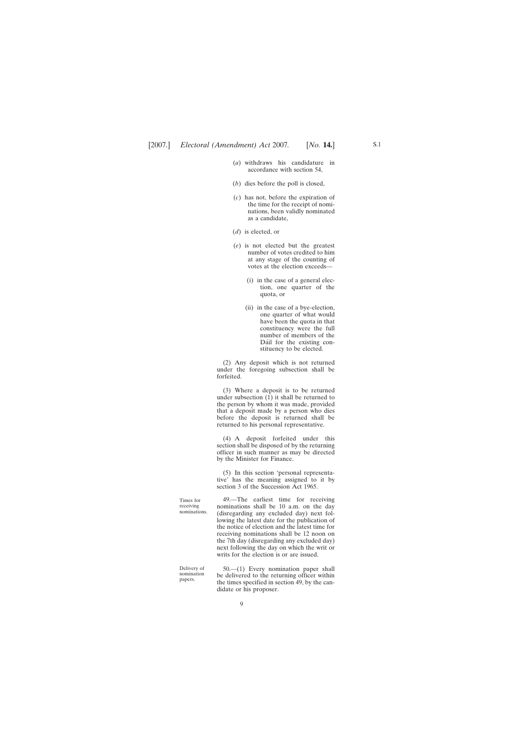(*a*) withdraws his candidature in accordance with section 54,

(*b*) dies before the poll is closed,

(*c*) has not, before the expiration of the time for the receipt of nominations, been validly nominated as a candidate,

(*d*) is elected, or

(*e*) is not elected but the greatest number of votes credited to him at any stage of the counting of votes at the election exceeds—

(i) in the case of a general election, one quarter of the quota, or

(ii) in the case of a bye-election, one quarter of what would have been the quota in that constituency were the full number of members of the Dáil for the existing constituency to be elected.

(2) Any deposit which is not returned under the foregoing subsection shall be forfeited.

(3) Where a deposit is to be returned under subsection (1) it shall be returned to the person by whom it was made, provided that a deposit made by a person who dies before the deposit is returned shall be returned to his personal representative.

(4) A deposit forfeited under this section shall be disposed of by the returning officer in such manner as may be directed by the Minister for Finance.

(5) In this section 'personal representative' has the meaning assigned to it by section 3 of the Succession Act 1965.

Times for receiving nominations.

49.—The earliest time for receiving nominations shall be 10 a.m. on the day (disregarding any excluded day) next following the latest date for the publication of the notice of election and the latest time for receiving nominations shall be 12 noon on the 7th day (disregarding any excluded day) next following the day on which the writ or writs for the election is or are issued.

Delivery of nomination papers.

50.—(1) Every nomination paper shall be delivered to the returning officer within the times specified in section 49, by the candidate or his proposer.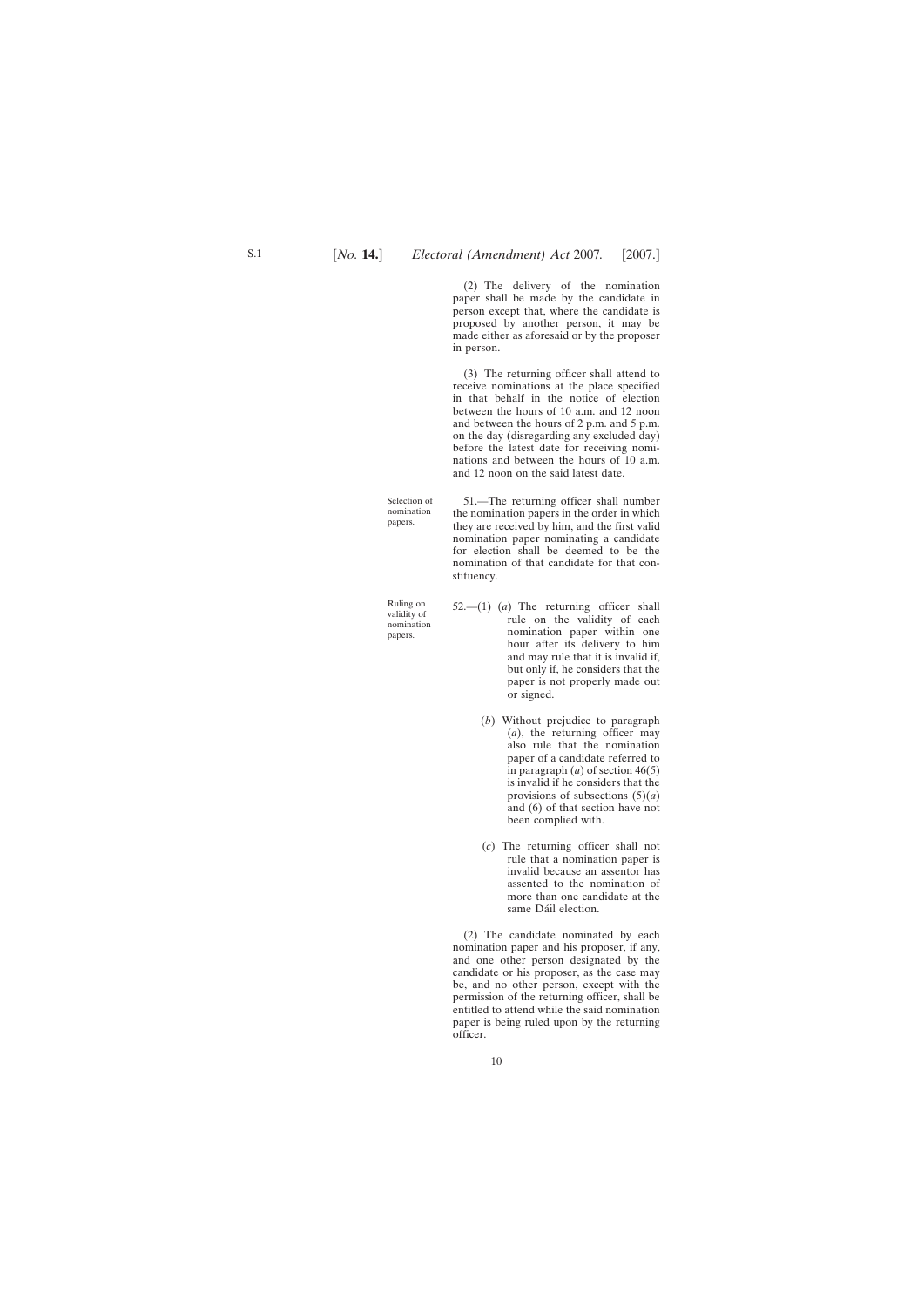(2) The delivery of the nomination paper shall be made by the candidate in person except that, where the candidate is proposed by another person, it may be made either as aforesaid or by the proposer in person.

(3) The returning officer shall attend to receive nominations at the place specified in that behalf in the notice of election between the hours of 10 a.m. and 12 noon and between the hours of 2 p.m. and 5 p.m. on the day (disregarding any excluded day) before the latest date for receiving nominations and between the hours of 10 a.m. and 12 noon on the said latest date.

Selection of nomination papers.

51.—The returning officer shall number the nomination papers in the order in which they are received by him, and the first valid nomination paper nominating a candidate for election shall be deemed to be the nomination of that candidate for that constituency.

Ruling on validity of nomination papers.

52.—(1) (*a*) The returning officer shall rule on the validity of each nomination paper within one hour after its delivery to him and may rule that it is invalid if, but only if, he considers that the paper is not properly made out or signed.

(*b*) Without prejudice to paragraph (*a*), the returning officer may also rule that the nomination paper of a candidate referred to in paragraph (*a*) of section 46(5) is invalid if he considers that the provisions of subsections (5)(*a*) and (6) of that section have not been complied with.

(*c*) The returning officer shall not rule that a nomination paper is invalid because an assentor has assented to the nomination of more than one candidate at the same Dáil election.

(2) The candidate nominated by each nomination paper and his proposer, if any, and one other person designated by the candidate or his proposer, as the case may be, and no other person, except with the permission of the returning officer, shall be entitled to attend while the said nomination paper is being ruled upon by the returning officer.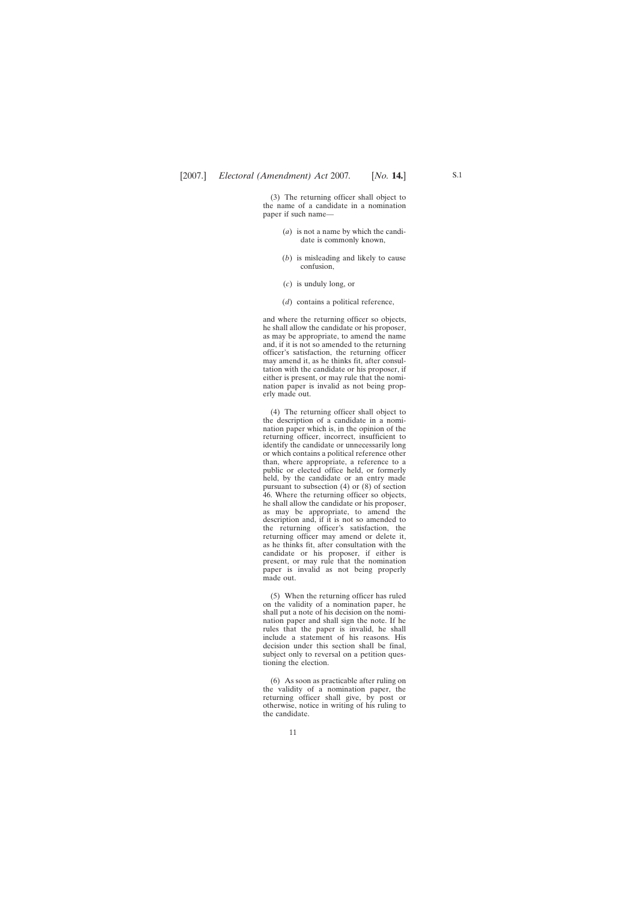(3) The returning officer shall object to the name of a candidate in a nomination paper if such name—

(*a*) is not a name by which the candidate is commonly known,

(*b*) is misleading and likely to cause confusion,

(*c*) is unduly long, or

(*d*) contains a political reference,

and where the returning officer so objects, he shall allow the candidate or his proposer, as may be appropriate, to amend the name and, if it is not so amended to the returning officer's satisfaction, the returning officer may amend it, as he thinks fit, after consultation with the candidate or his proposer, if either is present, or may rule that the nomination paper is invalid as not being properly made out.

(4) The returning officer shall object to the description of a candidate in a nomination paper which is, in the opinion of the returning officer, incorrect, insufficient to identify the candidate or unnecessarily long or which contains a political reference other than, where appropriate, a reference to a public or elected office held, or formerly held, by the candidate or an entry made pursuant to subsection (4) or (8) of section 46. Where the returning officer so objects, he shall allow the candidate or his proposer, as may be appropriate, to amend the description and, if it is not so amended to the returning officer's satisfaction, the returning officer may amend or delete it, as he thinks fit, after consultation with the candidate or his proposer, if either is present, or may rule that the nomination paper is invalid as not being properly made out.

(5) When the returning officer has ruled on the validity of a nomination paper, he shall put a note of his decision on the nomination paper and shall sign the note. If he rules that the paper is invalid, he shall include a statement of his reasons. His decision under this section shall be final, subject only to reversal on a petition questioning the election.

(6) As soon as practicable after ruling on the validity of a nomination paper, the returning officer shall give, by post or otherwise, notice in writing of his ruling to the candidate.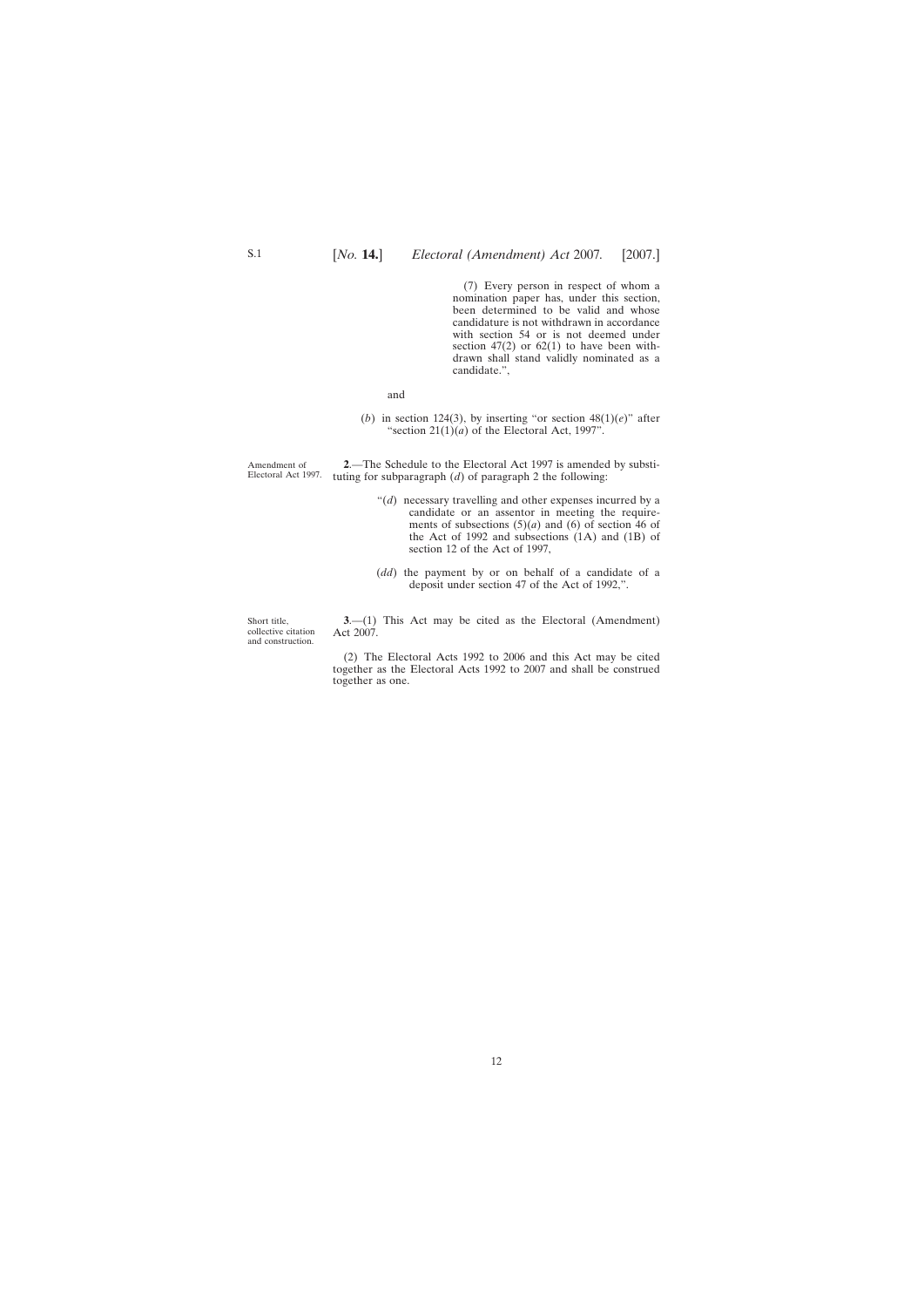(7) Every person in respect of whom a nomination paper has, under this section, been determined to be valid and whose candidature is not withdrawn in accordance with section 54 or is not deemed under section 47(2) or 62(1) to have been withdrawn shall stand validly nominated as a candidate.",

and

(*b*) in section 124(3), by inserting "or section 48(1)(*e*)" after "section 21(1)(*a*) of the Electoral Act, 1997".

Amendment of Electoral Act 1997.

**2**.—The Schedule to the Electoral Act 1997 is amended by substituting for subparagraph (*d*) of paragraph 2 the following:

"(*d*) necessary travelling and other expenses incurred by a candidate or an assentor in meeting the requirements of subsections (5)(*a*) and (6) of section 46 of the Act of 1992 and subsections (1A) and (1B) of section 12 of the Act of 1997,

(*dd*) the payment by or on behalf of a candidate of a deposit under section 47 of the Act of 1992,".

Short title, collective citation and construction.

**3**.—(1) This Act may be cited as the Electoral (Amendment) Act 2007.

(2) The Electoral Acts 1992 to 2006 and this Act may be cited together as the Electoral Acts 1992 to 2007 and shall be construed together as one.